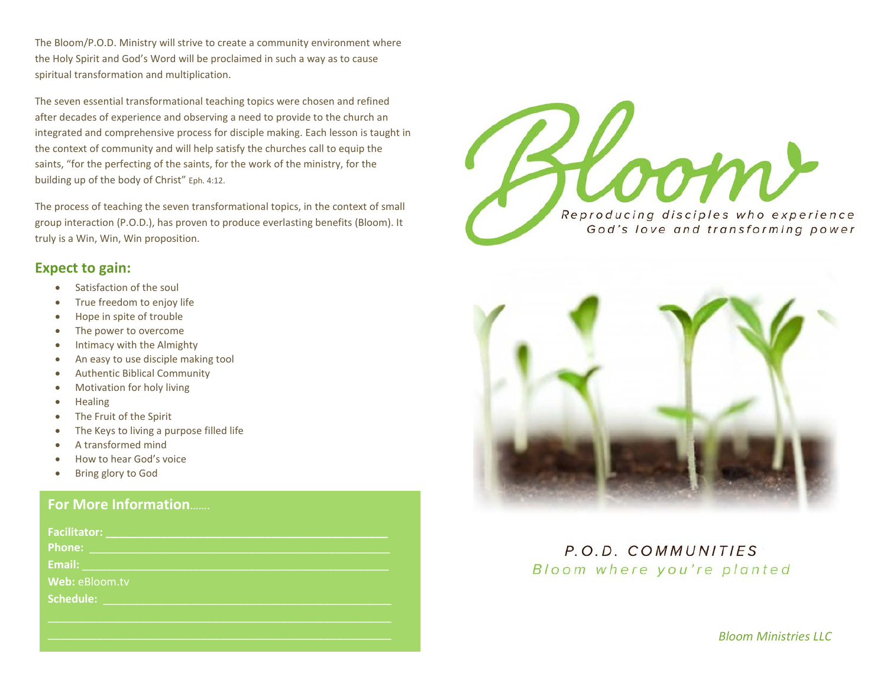The Bloom/P.O.D. Ministry will strive to create a community environment where the Holy Spirit and God's Word will be proclaimed in such a way as to cause spiritual transformation and multiplication.

The seven essential transformational teaching topics were chosen and refined after decades of experience and observing a need to provide to the church an integrated and comprehensive process for disciple making. Each lesson is taught in the context of community and will help satisfy the churches call to equip the saints, "for the perfecting of the saints, for the work of the ministry, for the building up of the body of Christ" Eph. 4:12.

The process of teaching the seven transformational topics, in the context of small group interaction (P.O.D.), has proven to produce everlasting benefits (Bloom). It truly is a Win, Win, Win proposition.

## Expect to gain:

- Satisfaction of the soul
- True freedom to enjoy life
- Hope in spite of trouble
- The power to overcome
- Intimacy with the Almighty
- An easy to use disciple making tool
- Authentic Biblical Community
- Motivation for holy living
- Healing
- The Fruit of the Spirit
- The Keys to living a purpose filled life
- A transformed mind
- How to hear God's voice
- Bring glory to God

## For More Information.......

**Facilitator:** ____________________________________________

**Phone:** ____________________________________________

**Email:** ____________________________________________

**Web:** eBloom.tv

**Schedule:** ____________________________________________

____________________________________________

____________________________________________

# Bloom

*Reproducing disciples who experience God's love and transforming power*

P.O.D. COMMUNITIES

*Bloom where you're planted*

*Bloom Ministries LLC*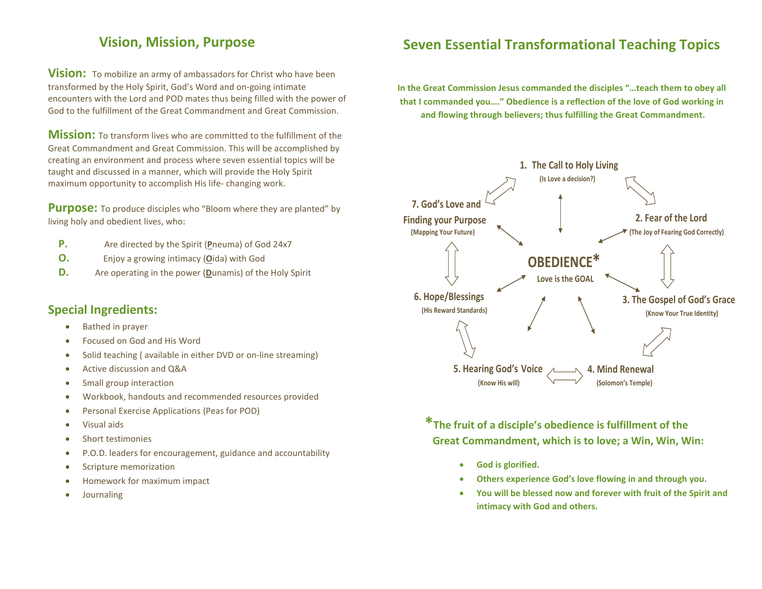## Vision, Mission, Purpose

**Vision:** To mobilize an army of ambassadors for Christ who have been transformed by the Holy Spirit, God's Word and on-going intimate encounters with the Lord and POD mates thus being filled with the power of God to the fulfillment of the Great Commandment and Great Commission.

**Mission:** To transform lives who are committed to the fulfillment of the Great Commandment and Great Commission. This will be accomplished by creating an environment and process where seven essential topics will be taught and discussed in a manner, which will provide the Holy Spirit maximum opportunity to accomplish His life- changing work.

**Purpose:** To produce disciples who "Bloom where they are planted" by living holy and obedient lives, who:

- **P.** Are directed by the Spirit (**P**neuma) of God 24x7
- **O.** Enjoy a growing intimacy (**O**ida) with God
- **D.** Are operating in the power (**D**unamis) of the Holy Spirit

## Special Ingredients:

- Bathed in prayer
- Focused on God and His Word
- Solid teaching ( available in either DVD or on-line streaming)
- Active discussion and Q&A
- Small group interaction
- Workbook, handouts and recommended resources provided
- Personal Exercise Applications (Peas for POD)
- Visual aids
- Short testimonies
- P.O.D. leaders for encouragement, guidance and accountability
- Scripture memorization
- Homework for maximum impact
- Journaling

## Seven Essential Transformational Teaching Topics

**In the Great Commission Jesus commanded the disciples "…teach them to obey all that I commanded you…." Obedience is a reflection of the love of God working in and flowing through believers; thus fulfilling the Great Commandment.**

**1. The Call to Holy Living**
(Is Love a decision?)

**2. Fear of the Lord**
(The Joy of Fearing God Correctly)

**3. The Gospel of God's Grace**
(Know Your True Identity)

**4. Mind Renewal**
(Solomon's Temple)

**5. Hearing God's Voice**
(Know His will)

**6. Hope/Blessings**
(His Reward Standards)

**7. God's Love and Finding your Purpose**
(Mapping Your Future)

**OBEDIENCE***
Love is the GOAL

**\*The fruit of a disciple's obedience is fulfillment of the Great Commandment, which is to love; a Win, Win, Win:**

- **God is glorified.**
- **Others experience God's love flowing in and through you.**
- **You will be blessed now and forever with fruit of the Spirit and intimacy with God and others.**